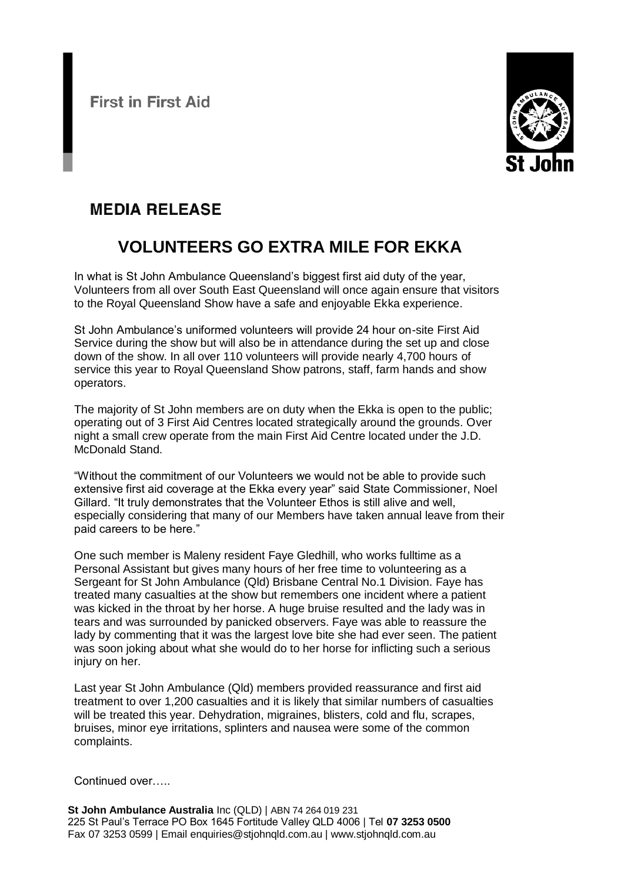First in First Aid

St John

## MEDIA RELEASE

# VOLUNTEERS GO EXTRA MILE FOR EKKA

In what is St John Ambulance Queensland's biggest first aid duty of the year, Volunteers from all over South East Queensland will once again ensure that visitors to the Royal Queensland Show have a safe and enjoyable Ekka experience.

St John Ambulance's uniformed volunteers will provide 24 hour on-site First Aid Service during the show but will also be in attendance during the set up and close down of the show. In all over 110 volunteers will provide nearly 4,700 hours of service this year to Royal Queensland Show patrons, staff, farm hands and show operators.

The majority of St John members are on duty when the Ekka is open to the public; operating out of 3 First Aid Centres located strategically around the grounds. Over night a small crew operate from the main First Aid Centre located under the J.D. McDonald Stand.

"Without the commitment of our Volunteers we would not be able to provide such extensive first aid coverage at the Ekka every year" said State Commissioner, Noel Gillard. "It truly demonstrates that the Volunteer Ethos is still alive and well, especially considering that many of our Members have taken annual leave from their paid careers to be here."

One such member is Maleny resident Faye Gledhill, who works fulltime as a Personal Assistant but gives many hours of her free time to volunteering as a Sergeant for St John Ambulance (Qld) Brisbane Central No.1 Division. Faye has treated many casualties at the show but remembers one incident where a patient was kicked in the throat by her horse. A huge bruise resulted and the lady was in tears and was surrounded by panicked observers. Faye was able to reassure the lady by commenting that it was the largest love bite she had ever seen. The patient was soon joking about what she would do to her horse for inflicting such a serious injury on her.

Last year St John Ambulance (Qld) members provided reassurance and first aid treatment to over 1,200 casualties and it is likely that similar numbers of casualties will be treated this year. Dehydration, migraines, blisters, cold and flu, scrapes, bruises, minor eye irritations, splinters and nausea were some of the common complaints.

Continued over…..

**St John Ambulance Australia** Inc (QLD) | ABN 74 264 019 231
225 St Paul's Terrace PO Box 1645 Fortitude Valley QLD 4006 | Tel **07 3253 0500**
Fax 07 3253 0599 | Email enquiries@stjohnqld.com.au | www.stjohnqld.com.au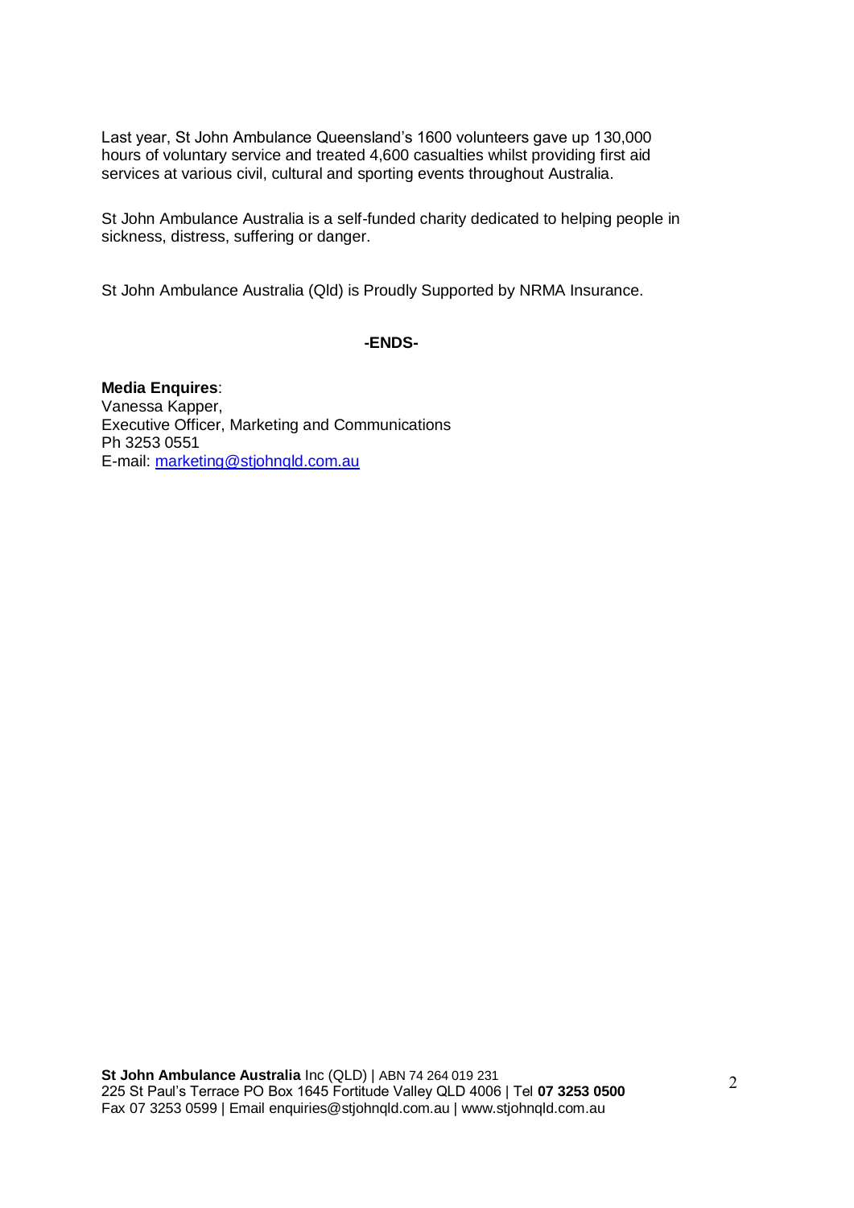Last year, St John Ambulance Queensland's 1600 volunteers gave up 130,000 hours of voluntary service and treated 4,600 casualties whilst providing first aid services at various civil, cultural and sporting events throughout Australia.

St John Ambulance Australia is a self-funded charity dedicated to helping people in sickness, distress, suffering or danger.

St John Ambulance Australia (Qld) is Proudly Supported by NRMA Insurance.

**-ENDS-**

**Media Enquires**:
Vanessa Kapper,
Executive Officer, Marketing and Communications
Ph 3253 0551
E-mail: marketing@stjohnqld.com.au

**St John Ambulance Australia** Inc (QLD) | ABN 74 264 019 231
225 St Paul's Terrace PO Box 1645 Fortitude Valley QLD 4006 | Tel **07 3253 0500**
Fax 07 3253 0599 | Email enquiries@stjohnqld.com.au | www.stjohnqld.com.au